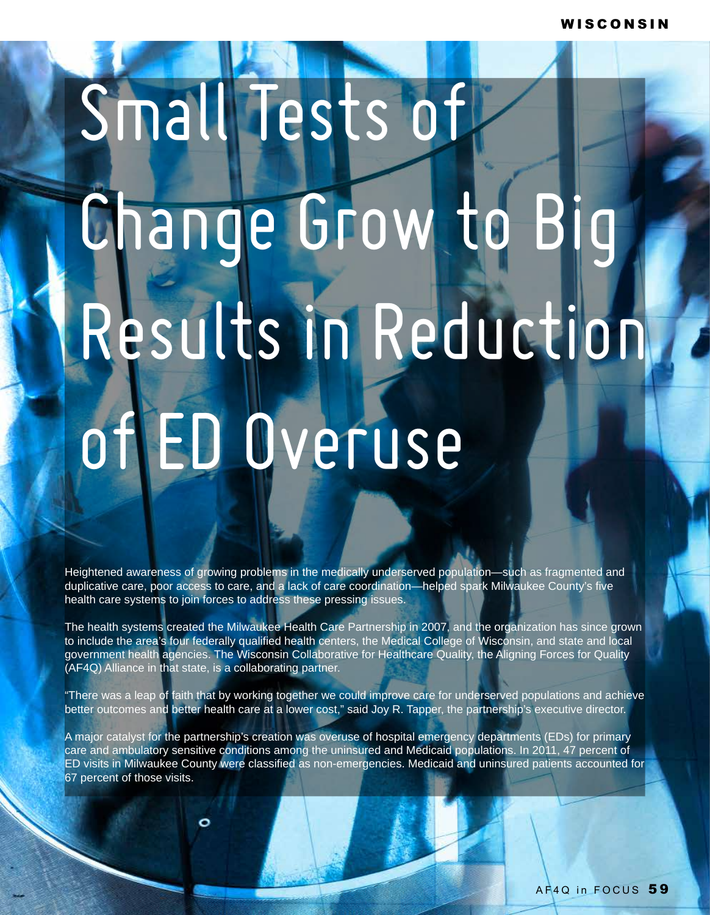# Small Tests of Change Grow to Big Results in Reduction of ED Overuse

Heightened awareness of growing problems in the medically underserved population—such as fragmented and duplicative care, poor access to care, and a lack of care coordination—helped spark Milwaukee County's five health care systems to join forces to address these pressing issues.

The health systems created the Milwaukee Health Care Partnership in 2007, and the organization has since grown to include the area's four federally qualified health centers, the Medical College of Wisconsin, and state and local government health agencies. The Wisconsin Collaborative for Healthcare Quality, the Aligning Forces for Quality (AF4Q) Alliance in that state, is a collaborating partner.

"There was a leap of faith that by working together we could improve care for underserved populations and achieve better outcomes and better health care at a lower cost," said Joy R. Tapper, the partnership's executive director.

A major catalyst for the partnership's creation was overuse of hospital emergency departments (EDs) for primary care and ambulatory sensitive conditions among the uninsured and Medicaid populations. In 2011, 47 percent of ED visits in Milwaukee County were classified as non-emergencies. Medicaid and uninsured patients accounted for 67 percent of those visits.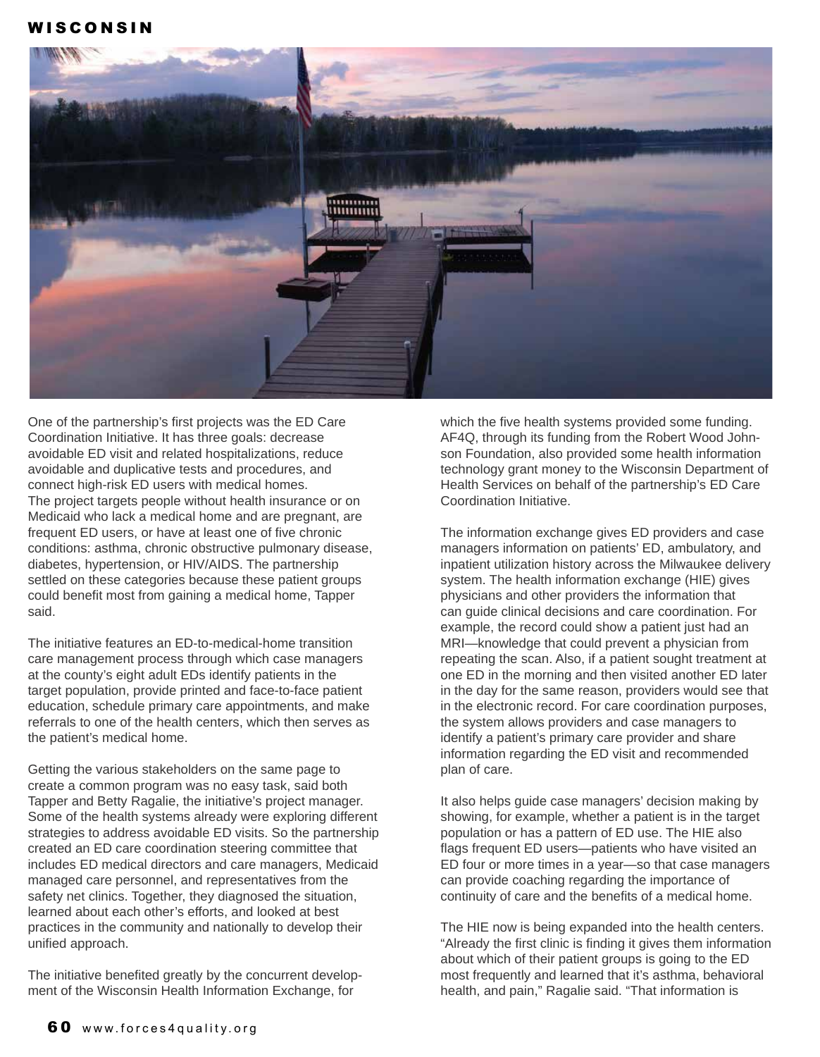One of the partnership's first projects was the ED Care Coordination Initiative. It has three goals: decrease avoidable ED visit and related hospitalizations, reduce avoidable and duplicative tests and procedures, and connect high-risk ED users with medical homes. The project targets people without health insurance or on Medicaid who lack a medical home and are pregnant, are frequent ED users, or have at least one of five chronic conditions: asthma, chronic obstructive pulmonary disease, diabetes, hypertension, or HIV/AIDS. The partnership settled on these categories because these patient groups could benefit most from gaining a medical home, Tapper said.

The initiative features an ED-to-medical-home transition care management process through which case managers at the county's eight adult EDs identify patients in the target population, provide printed and face-to-face patient education, schedule primary care appointments, and make referrals to one of the health centers, which then serves as the patient's medical home.

Getting the various stakeholders on the same page to create a common program was no easy task, said both Tapper and Betty Ragalie, the initiative's project manager. Some of the health systems already were exploring different strategies to address avoidable ED visits. So the partnership created an ED care coordination steering committee that includes ED medical directors and care managers, Medicaid managed care personnel, and representatives from the safety net clinics. Together, they diagnosed the situation, learned about each other's efforts, and looked at best practices in the community and nationally to develop their unified approach.

The initiative benefited greatly by the concurrent development of the Wisconsin Health Information Exchange, for which the five health systems provided some funding. AF4Q, through its funding from the Robert Wood Johnson Foundation, also provided some health information technology grant money to the Wisconsin Department of Health Services on behalf of the partnership's ED Care Coordination Initiative.

The information exchange gives ED providers and case managers information on patients' ED, ambulatory, and inpatient utilization history across the Milwaukee delivery system. The health information exchange (HIE) gives physicians and other providers the information that can guide clinical decisions and care coordination. For example, the record could show a patient just had an MRI—knowledge that could prevent a physician from repeating the scan. Also, if a patient sought treatment at one ED in the morning and then visited another ED later in the day for the same reason, providers would see that in the electronic record. For care coordination purposes, the system allows providers and case managers to identify a patient's primary care provider and share information regarding the ED visit and recommended plan of care.

It also helps guide case managers' decision making by showing, for example, whether a patient is in the target population or has a pattern of ED use. The HIE also flags frequent ED users—patients who have visited an ED four or more times in a year—so that case managers can provide coaching regarding the importance of continuity of care and the benefits of a medical home.

The HIE now is being expanded into the health centers. "Already the first clinic is finding it gives them information about which of their patient groups is going to the ED most frequently and learned that it's asthma, behavioral health, and pain," Ragalie said. "That information is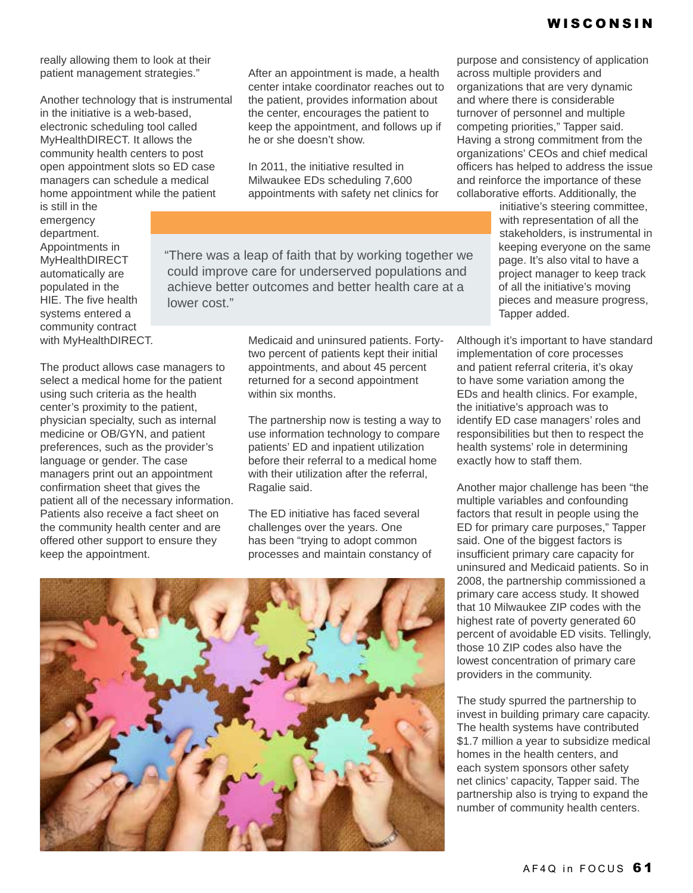really allowing them to look at their patient management strategies."

Another technology that is instrumental in the initiative is a web-based, electronic scheduling tool called MyHealthDIRECT. It allows the community health centers to post open appointment slots so ED case managers can schedule a medical home appointment while the patient is still in the emergency department. Appointments in MyHealthDIRECT automatically are populated in the HIE. The five health systems entered a community contract with MyHealthDIRECT.

The product allows case managers to select a medical home for the patient using such criteria as the health center's proximity to the patient, physician specialty, such as internal medicine or OB/GYN, and patient preferences, such as the provider's language or gender. The case managers print out an appointment confirmation sheet that gives the patient all of the necessary information. Patients also receive a fact sheet on the community health center and are offered other support to ensure they keep the appointment.

After an appointment is made, a health center intake coordinator reaches out to the patient, provides information about the center, encourages the patient to keep the appointment, and follows up if he or she doesn't show.

In 2011, the initiative resulted in Milwaukee EDs scheduling 7,600 appointments with safety net clinics for Medicaid and uninsured patients. Forty-two percent of patients kept their initial appointments, and about 45 percent returned for a second appointment within six months.

> "There was a leap of faith that by working together we could improve care for underserved populations and achieve better outcomes and better health care at a lower cost."

The partnership now is testing a way to use information technology to compare patients' ED and inpatient utilization before their referral to a medical home with their utilization after the referral, Ragalie said.

The ED initiative has faced several challenges over the years. One has been "trying to adopt common processes and maintain constancy of purpose and consistency of application across multiple providers and organizations that are very dynamic and where there is considerable turnover of personnel and multiple competing priorities," Tapper said. Having a strong commitment from the organizations' CEOs and chief medical officers has helped to address the issue and reinforce the importance of these collaborative efforts. Additionally, the initiative's steering committee, with representation of all the stakeholders, is instrumental in keeping everyone on the same page. It's also vital to have a project manager to keep track of all the initiative's moving pieces and measure progress, Tapper added.

Although it's important to have standard implementation of core processes and patient referral criteria, it's okay to have some variation among the EDs and health clinics. For example, the initiative's approach was to identify ED case managers' roles and responsibilities but then to respect the health systems' role in determining exactly how to staff them.

Another major challenge has been "the multiple variables and confounding factors that result in people using the ED for primary care purposes," Tapper said. One of the biggest factors is insufficient primary care capacity for uninsured and Medicaid patients. So in 2008, the partnership commissioned a primary care access study. It showed that 10 Milwaukee ZIP codes with the highest rate of poverty generated 60 percent of avoidable ED visits. Tellingly, those 10 ZIP codes also have the lowest concentration of primary care providers in the community.

The study spurred the partnership to invest in building primary care capacity. The health systems have contributed $1.7 million a year to subsidize medical homes in the health centers, and each system sponsors other safety net clinics' capacity, Tapper said. The partnership also is trying to expand the number of community health centers.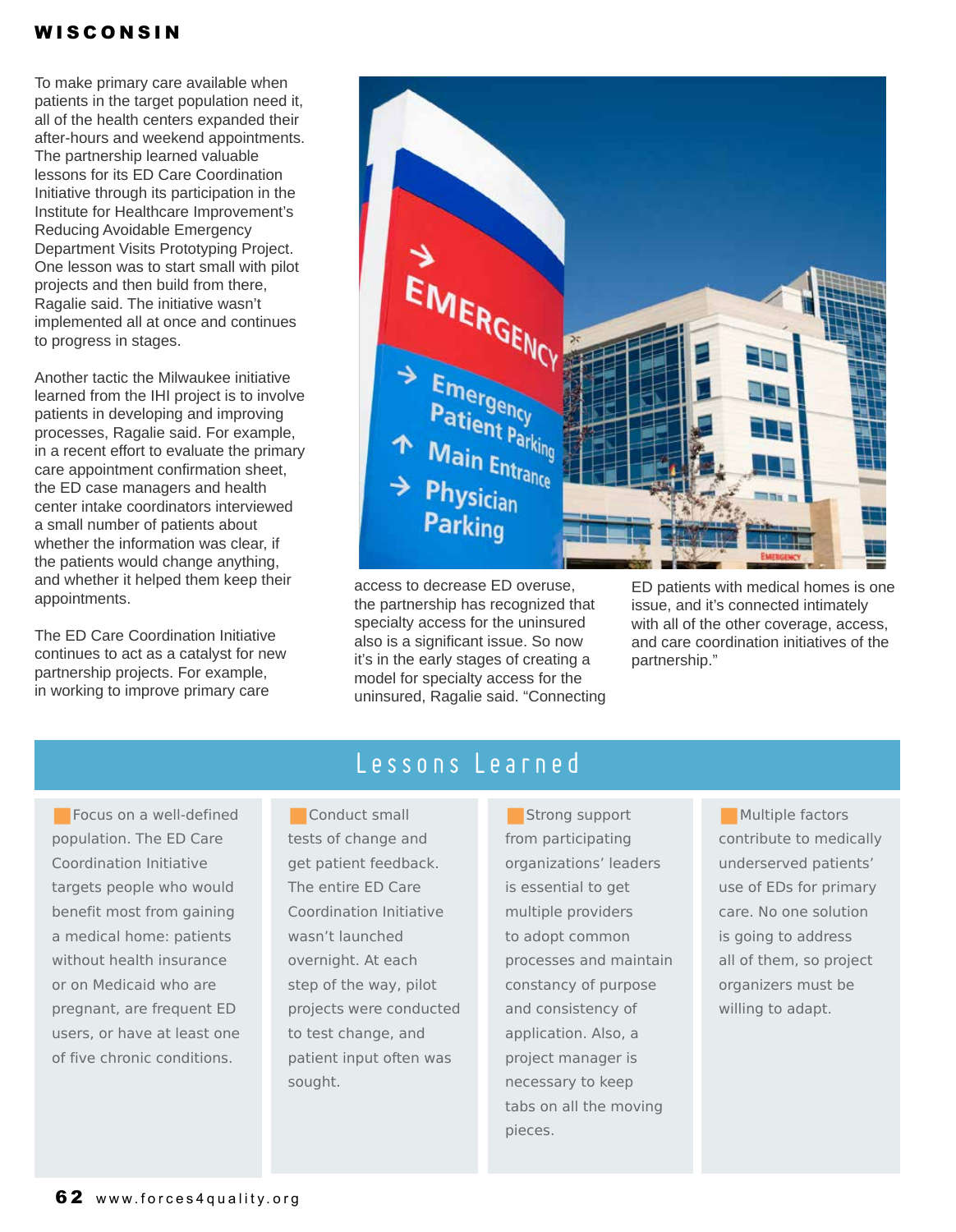To make primary care available when patients in the target population need it, all of the health centers expanded their after-hours and weekend appointments. The partnership learned valuable lessons for its ED Care Coordination Initiative through its participation in the Institute for Healthcare Improvement's Reducing Avoidable Emergency Department Visits Prototyping Project. One lesson was to start small with pilot projects and then build from there, Ragalie said. The initiative wasn't implemented all at once and continues to progress in stages.

Another tactic the Milwaukee initiative learned from the IHI project is to involve patients in developing and improving processes, Ragalie said. For example, in a recent effort to evaluate the primary care appointment confirmation sheet, the ED case managers and health center intake coordinators interviewed a small number of patients about whether the information was clear, if the patients would change anything, and whether it helped them keep their appointments.

The ED Care Coordination Initiative continues to act as a catalyst for new partnership projects. For example, in working to improve primary care access to decrease ED overuse, the partnership has recognized that specialty access for the uninsured also is a significant issue. So now it's in the early stages of creating a model for specialty access for the uninsured, Ragalie said. "Connecting ED patients with medical homes is one issue, and it's connected intimately with all of the other coverage, access, and care coordination initiatives of the partnership."

## Lessons Learned

- **Focus on a well-defined population.** The ED Care Coordination Initiative targets people who would benefit most from gaining a medical home: patients without health insurance or on Medicaid who are pregnant, are frequent ED users, or have at least one of five chronic conditions.

- **Conduct small tests of change and get patient feedback.** The entire ED Care Coordination Initiative wasn't launched overnight. At each step of the way, pilot projects were conducted to test change, and patient input often was sought.

- **Strong support from participating organizations' leaders is essential to get multiple providers to adopt common processes and maintain constancy of purpose and consistency of application.** Also, a project manager is necessary to keep tabs on all the moving pieces.

- **Multiple factors contribute to medically underserved patients' use of EDs for primary care.** No one solution is going to address all of them, so project organizers must be willing to adapt.